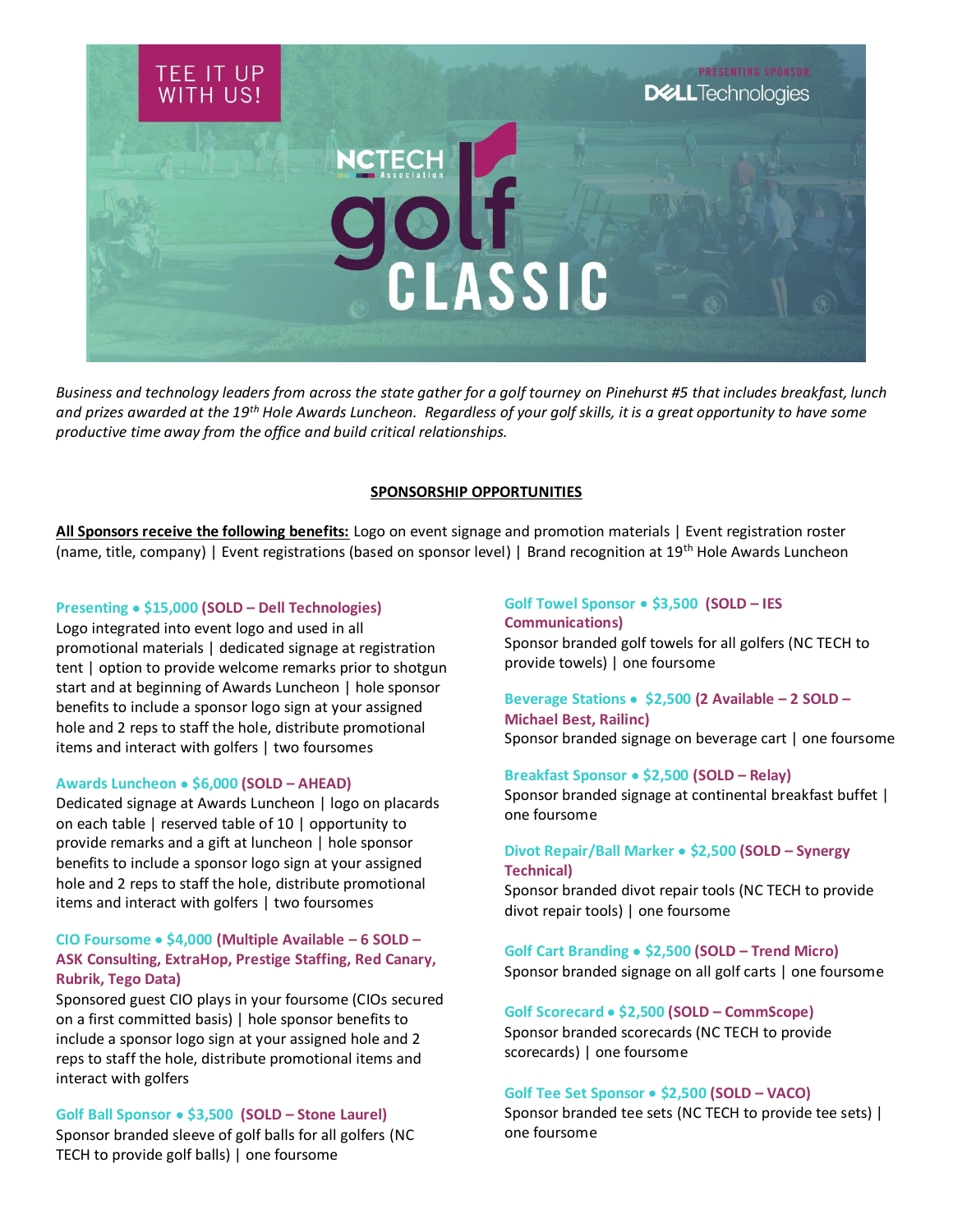TEE IT UP WITH US!

PRESENTING SPONSOR Dell Technologies

# NCTECH Association golf CLASSIC

*Business and technology leaders from across the state gather for a golf tourney on Pinehurst #5 that includes breakfast, lunch and prizes awarded at the 19th Hole Awards Luncheon. Regardless of your golf skills, it is a great opportunity to have some productive time away from the office and build critical relationships.*

## SPONSORSHIP OPPORTUNITIES

**All Sponsors receive the following benefits:** Logo on event signage and promotion materials | Event registration roster (name, title, company) | Event registrations (based on sponsor level) | Brand recognition at 19th Hole Awards Luncheon

**Presenting • $15,000 (SOLD – Dell Technologies)**
Logo integrated into event logo and used in all promotional materials | dedicated signage at registration tent | option to provide welcome remarks prior to shotgun start and at beginning of Awards Luncheon | hole sponsor benefits to include a sponsor logo sign at your assigned hole and 2 reps to staff the hole, distribute promotional items and interact with golfers | two foursomes

**Awards Luncheon • $6,000 (SOLD – AHEAD)**
Dedicated signage at Awards Luncheon | logo on placards on each table | reserved table of 10 | opportunity to provide remarks and a gift at luncheon | hole sponsor benefits to include a sponsor logo sign at your assigned hole and 2 reps to staff the hole, distribute promotional items and interact with golfers | two foursomes

**CIO Foursome • $4,000 (Multiple Available – 6 SOLD – ASK Consulting, ExtraHop, Prestige Staffing, Red Canary, Rubrik, Tego Data)**
Sponsored guest CIO plays in your foursome (CIOs secured on a first committed basis) | hole sponsor benefits to include a sponsor logo sign at your assigned hole and 2 reps to staff the hole, distribute promotional items and interact with golfers

**Golf Ball Sponsor • $3,500 (SOLD – Stone Laurel)**
Sponsor branded sleeve of golf balls for all golfers (NC TECH to provide golf balls) | one foursome

**Golf Towel Sponsor • $3,500 (SOLD – IES Communications)**
Sponsor branded golf towels for all golfers (NC TECH to provide towels) | one foursome

**Beverage Stations • $2,500 (2 Available – 2 SOLD – Michael Best, Railinc)**
Sponsor branded signage on beverage cart | one foursome

**Breakfast Sponsor • $2,500 (SOLD – Relay)**
Sponsor branded signage at continental breakfast buffet | one foursome

**Divot Repair/Ball Marker • $2,500 (SOLD – Synergy Technical)**
Sponsor branded divot repair tools (NC TECH to provide divot repair tools) | one foursome

**Golf Cart Branding • $2,500 (SOLD – Trend Micro)**
Sponsor branded signage on all golf carts | one foursome

**Golf Scorecard • $2,500 (SOLD – CommScope)**
Sponsor branded scorecards (NC TECH to provide scorecards) | one foursome

**Golf Tee Set Sponsor • $2,500 (SOLD – VACO)**
Sponsor branded tee sets (NC TECH to provide tee sets) | one foursome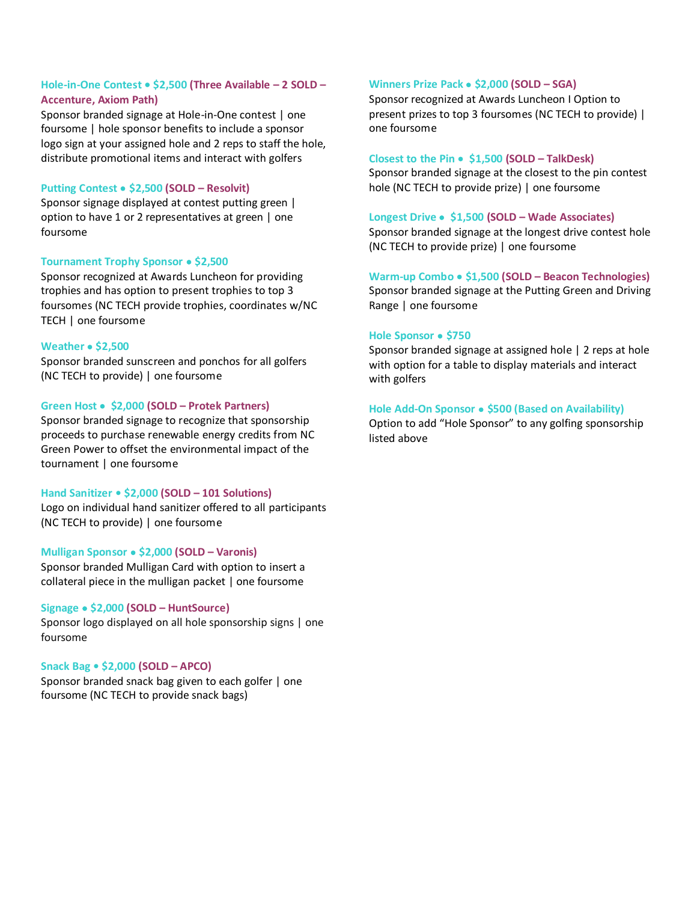**Hole-in-One Contest • $2,500 (Three Available – 2 SOLD – Accenture, Axiom Path)**

Sponsor branded signage at Hole-in-One contest | one foursome | hole sponsor benefits to include a sponsor logo sign at your assigned hole and 2 reps to staff the hole, distribute promotional items and interact with golfers

**Putting Contest • $2,500 (SOLD – Resolvit)**

Sponsor signage displayed at contest putting green | option to have 1 or 2 representatives at green | one foursome

**Tournament Trophy Sponsor • $2,500**

Sponsor recognized at Awards Luncheon for providing trophies and has option to present trophies to top 3 foursomes (NC TECH provide trophies, coordinates w/NC TECH | one foursome

**Weather • $2,500**

Sponsor branded sunscreen and ponchos for all golfers (NC TECH to provide) | one foursome

**Green Host • $2,000 (SOLD – Protek Partners)**

Sponsor branded signage to recognize that sponsorship proceeds to purchase renewable energy credits from NC Green Power to offset the environmental impact of the tournament | one foursome

**Hand Sanitizer • $2,000 (SOLD – 101 Solutions)**

Logo on individual hand sanitizer offered to all participants (NC TECH to provide) | one foursome

**Mulligan Sponsor • $2,000 (SOLD – Varonis)**

Sponsor branded Mulligan Card with option to insert a collateral piece in the mulligan packet | one foursome

**Signage • $2,000 (SOLD – HuntSource)**

Sponsor logo displayed on all hole sponsorship signs | one foursome

**Snack Bag • $2,000 (SOLD – APCO)**

Sponsor branded snack bag given to each golfer | one foursome (NC TECH to provide snack bags)

**Winners Prize Pack • $2,000 (SOLD – SGA)**

Sponsor recognized at Awards Luncheon I Option to present prizes to top 3 foursomes (NC TECH to provide) | one foursome

**Closest to the Pin • $1,500 (SOLD – TalkDesk)**

Sponsor branded signage at the closest to the pin contest hole (NC TECH to provide prize) | one foursome

**Longest Drive • $1,500 (SOLD – Wade Associates)**

Sponsor branded signage at the longest drive contest hole (NC TECH to provide prize) | one foursome

**Warm-up Combo • $1,500 (SOLD – Beacon Technologies)**

Sponsor branded signage at the Putting Green and Driving Range | one foursome

**Hole Sponsor • $750**

Sponsor branded signage at assigned hole | 2 reps at hole with option for a table to display materials and interact with golfers

**Hole Add-On Sponsor • $500 (Based on Availability)**

Option to add "Hole Sponsor" to any golfing sponsorship listed above